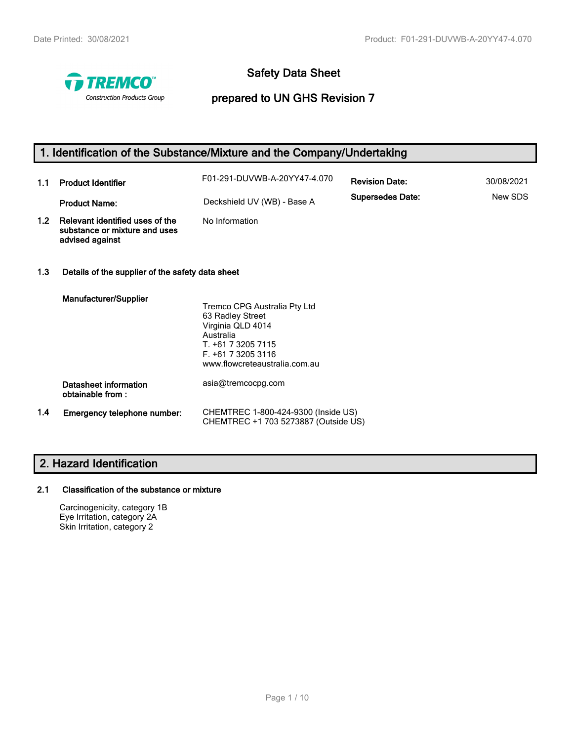# Safety Data Sheet

## prepared to UN GHS Revision 7

## 1. Identification of the Substance/Mixture and the Company/Undertaking

| | | | | |
|---|---|---|---|---|
| **1.1** | **Product Identifier** | F01-291-DUVWB-A-20YY47-4.070 | **Revision Date:** | 30/08/2021 |
| | **Product Name:** | Deckshield UV (WB) - Base A | **Supersedes Date:** | New SDS |
| **1.2** | **Relevant identified uses of the substance or mixture and uses advised against** | No Information | | |

**1.3 Details of the supplier of the safety data sheet**

**Manufacturer/Supplier**

Tremco CPG Australia Pty Ltd
63 Radley Street
Virginia QLD 4014
Australia
T. +61 7 3205 7115
F. +61 7 3205 3116
www.flowcreteaustralia.com.au

**Datasheet information obtainable from :** asia@tremcocpg.com

**1.4 Emergency telephone number:**

CHEMTREC 1-800-424-9300 (Inside US)
CHEMTREC +1 703 5273887 (Outside US)

## 2. Hazard Identification

**2.1 Classification of the substance or mixture**

Carcinogenicity, category 1B
Eye Irritation, category 2A
Skin Irritation, category 2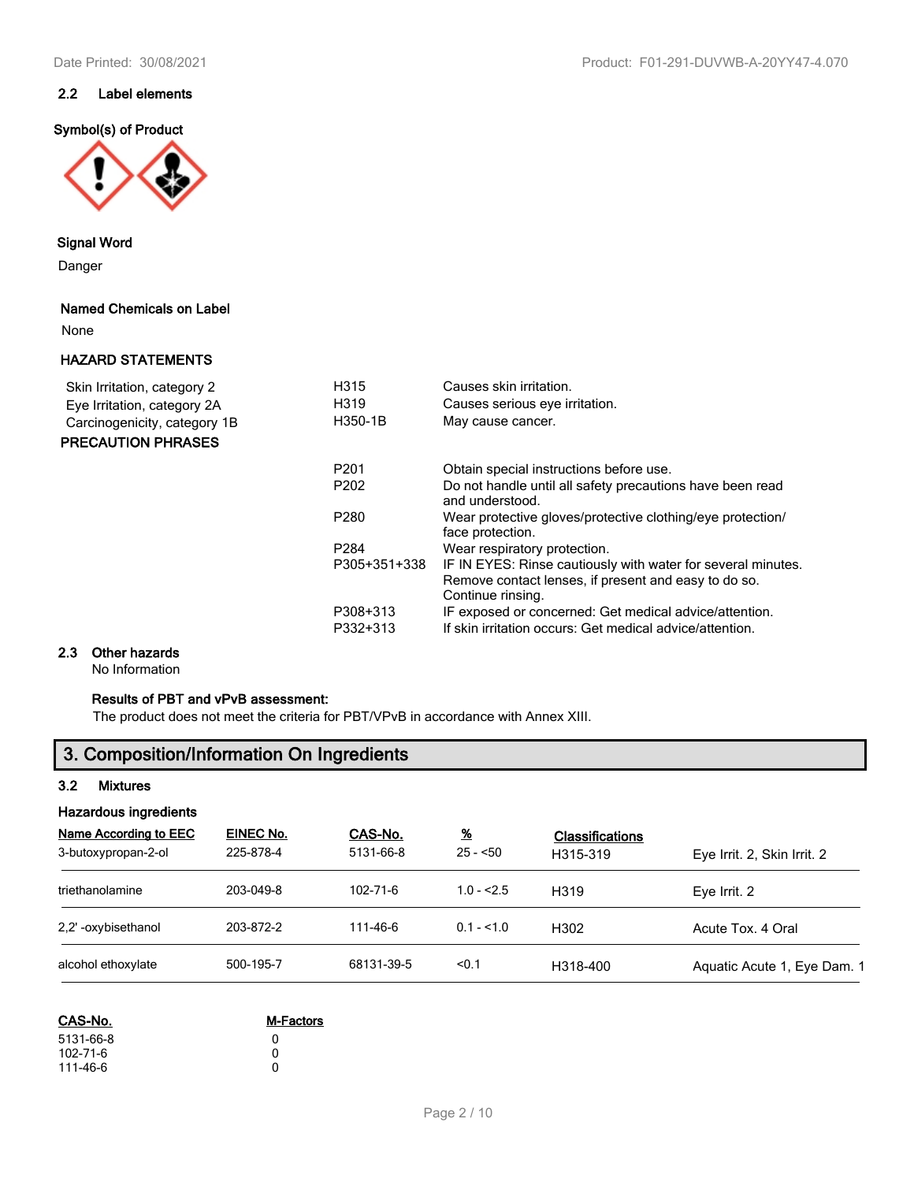### 2.2 Label elements

**Symbol(s) of Product**

**Signal Word**

Danger

**Named Chemicals on Label**

None

**HAZARD STATEMENTS**

| | | |
|---|---|---|
| Skin Irritation, category 2 | H315 | Causes skin irritation. |
| Eye Irritation, category 2A | H319 | Causes serious eye irritation. |
| Carcinogenicity, category 1B | H350-1B | May cause cancer. |

**PRECAUTION PHRASES**

| | |
|---|---|
| P201 | Obtain special instructions before use. |
| P202 | Do not handle until all safety precautions have been read and understood. |
| P280 | Wear protective gloves/protective clothing/eye protection/ face protection. |
| P284 | Wear respiratory protection. |
| P305+351+338 | IF IN EYES: Rinse cautiously with water for several minutes. Remove contact lenses, if present and easy to do so. Continue rinsing. |
| P308+313 | IF exposed or concerned: Get medical advice/attention. |
| P332+313 | If skin irritation occurs: Get medical advice/attention. |

### 2.3 Other hazards

No Information

**Results of PBT and vPvB assessment:**

The product does not meet the criteria for PBT/VPvB in accordance with Annex XIII.

## 3. Composition/Information On Ingredients

### 3.2 Mixtures

**Hazardous ingredients**

| Name According to EEC | EINEC No. | CAS-No. | % | Classifications | |
|---|---|---|---|---|---|
| 3-butoxypropan-2-ol | 225-878-4 | 5131-66-8 | 25 - <50 | H315-319 | Eye Irrit. 2, Skin Irrit. 2 |
| triethanolamine | 203-049-8 | 102-71-6 | 1.0 - <2.5 | H319 | Eye Irrit. 2 |
| 2,2' -oxybisethanol | 203-872-2 | 111-46-6 | 0.1 - <1.0 | H302 | Acute Tox. 4 Oral |
| alcohol ethoxylate | 500-195-7 | 68131-39-5 | <0.1 | H318-400 | Aquatic Acute 1, Eye Dam. 1 |

| CAS-No. | M-Factors |
|---|---|
| 5131-66-8 | 0 |
| 102-71-6 | 0 |
| 111-46-6 | 0 |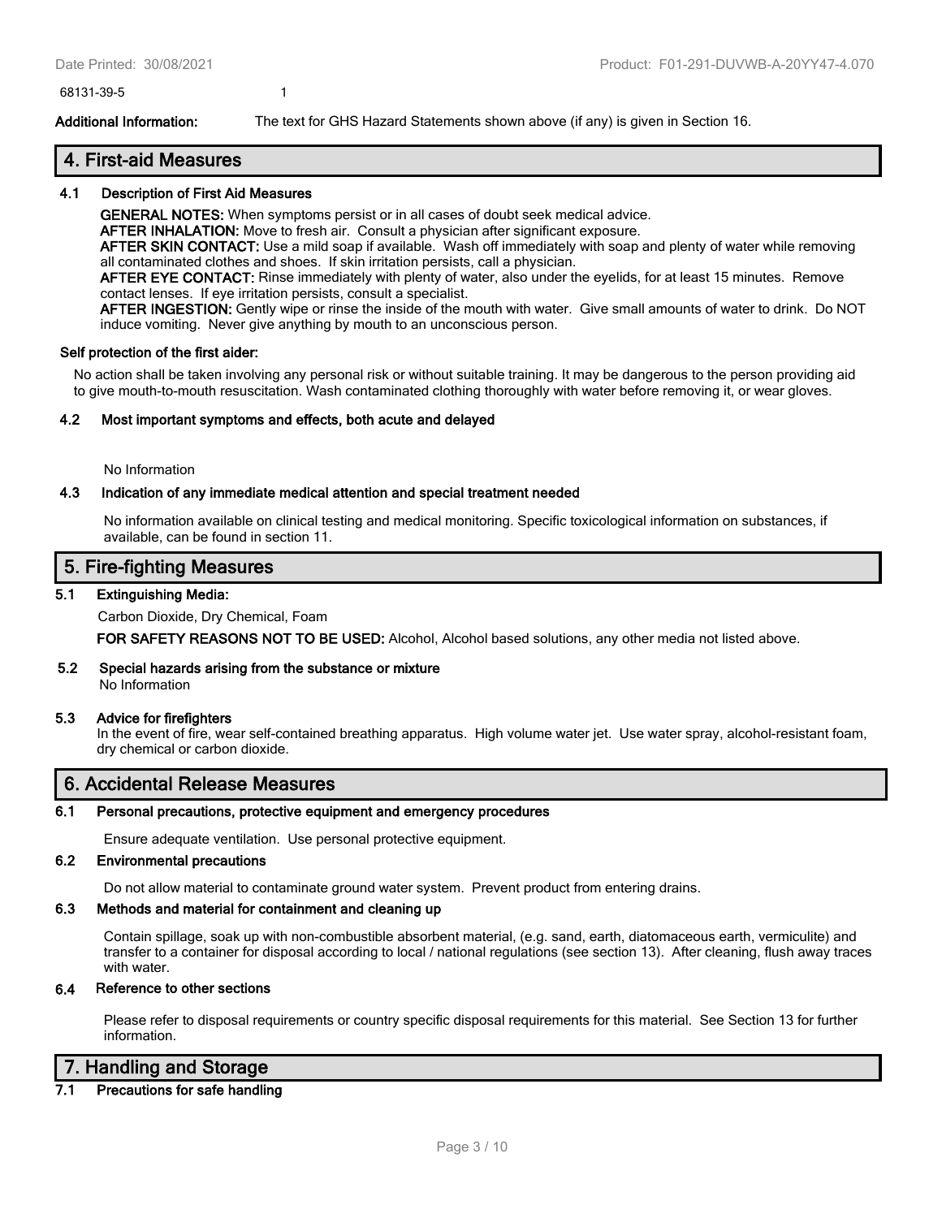| 68131-39-5 | 1 |
|---|---|

**Additional Information:** The text for GHS Hazard Statements shown above (if any) is given in Section 16.

## 4. First-aid Measures

### 4.1 Description of First Aid Measures

**GENERAL NOTES:** When symptoms persist or in all cases of doubt seek medical advice.
**AFTER INHALATION:** Move to fresh air. Consult a physician after significant exposure.
**AFTER SKIN CONTACT:** Use a mild soap if available. Wash off immediately with soap and plenty of water while removing all contaminated clothes and shoes. If skin irritation persists, call a physician.
**AFTER EYE CONTACT:** Rinse immediately with plenty of water, also under the eyelids, for at least 15 minutes. Remove contact lenses. If eye irritation persists, consult a specialist.
**AFTER INGESTION:** Gently wipe or rinse the inside of the mouth with water. Give small amounts of water to drink. Do NOT induce vomiting. Never give anything by mouth to an unconscious person.

**Self protection of the first aider:**

No action shall be taken involving any personal risk or without suitable training. It may be dangerous to the person providing aid to give mouth-to-mouth resuscitation. Wash contaminated clothing thoroughly with water before removing it, or wear gloves.

### 4.2 Most important symptoms and effects, both acute and delayed

No Information

### 4.3 Indication of any immediate medical attention and special treatment needed

No information available on clinical testing and medical monitoring. Specific toxicological information on substances, if available, can be found in section 11.

## 5. Fire-fighting Measures

### 5.1 Extinguishing Media:

Carbon Dioxide, Dry Chemical, Foam

**FOR SAFETY REASONS NOT TO BE USED:** Alcohol, Alcohol based solutions, any other media not listed above.

### 5.2 Special hazards arising from the substance or mixture

No Information

### 5.3 Advice for firefighters

In the event of fire, wear self-contained breathing apparatus. High volume water jet. Use water spray, alcohol-resistant foam, dry chemical or carbon dioxide.

## 6. Accidental Release Measures

### 6.1 Personal precautions, protective equipment and emergency procedures

Ensure adequate ventilation. Use personal protective equipment.

### 6.2 Environmental precautions

Do not allow material to contaminate ground water system. Prevent product from entering drains.

### 6.3 Methods and material for containment and cleaning up

Contain spillage, soak up with non-combustible absorbent material, (e.g. sand, earth, diatomaceous earth, vermiculite) and transfer to a container for disposal according to local / national regulations (see section 13). After cleaning, flush away traces with water.

### 6.4 Reference to other sections

Please refer to disposal requirements or country specific disposal requirements for this material. See Section 13 for further information.

## 7. Handling and Storage

### 7.1 Precautions for safe handling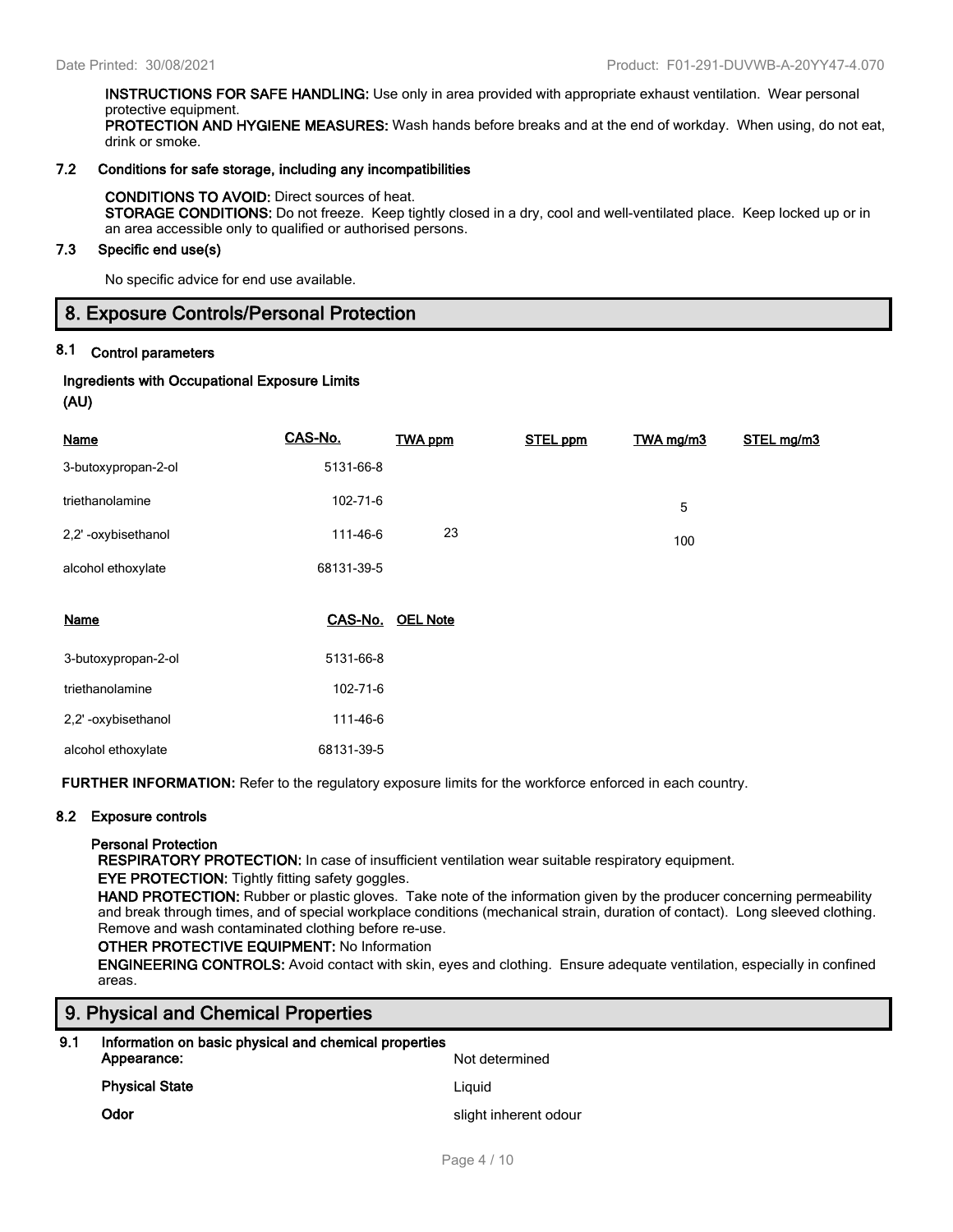**INSTRUCTIONS FOR SAFE HANDLING:** Use only in area provided with appropriate exhaust ventilation. Wear personal protective equipment.
**PROTECTION AND HYGIENE MEASURES:** Wash hands before breaks and at the end of workday. When using, do not eat, drink or smoke.

### 7.2 Conditions for safe storage, including any incompatibilities

**CONDITIONS TO AVOID:** Direct sources of heat.
**STORAGE CONDITIONS:** Do not freeze. Keep tightly closed in a dry, cool and well-ventilated place. Keep locked up or in an area accessible only to qualified or authorised persons.

### 7.3 Specific end use(s)

No specific advice for end use available.

## 8. Exposure Controls/Personal Protection

### 8.1 Control parameters

**Ingredients with Occupational Exposure Limits**
**(AU)**

| Name | CAS-No. | TWA ppm | STEL ppm | TWA mg/m3 | STEL mg/m3 |
|---|---|---|---|---|---|
| 3-butoxypropan-2-ol | 5131-66-8 | | | | |
| triethanolamine | 102-71-6 | | | 5 | |
| 2,2' -oxybisethanol | 111-46-6 | 23 | | 100 | |
| alcohol ethoxylate | 68131-39-5 | | | | |

| Name | CAS-No. | OEL Note |
|---|---|---|
| 3-butoxypropan-2-ol | 5131-66-8 | |
| triethanolamine | 102-71-6 | |
| 2,2' -oxybisethanol | 111-46-6 | |
| alcohol ethoxylate | 68131-39-5 | |

**FURTHER INFORMATION:** Refer to the regulatory exposure limits for the workforce enforced in each country.

### 8.2 Exposure controls

**Personal Protection**
**RESPIRATORY PROTECTION:** In case of insufficient ventilation wear suitable respiratory equipment.
**EYE PROTECTION:** Tightly fitting safety goggles.
**HAND PROTECTION:** Rubber or plastic gloves. Take note of the information given by the producer concerning permeability and break through times, and of special workplace conditions (mechanical strain, duration of contact). Long sleeved clothing. Remove and wash contaminated clothing before re-use.
**OTHER PROTECTIVE EQUIPMENT:** No Information
**ENGINEERING CONTROLS:** Avoid contact with skin, eyes and clothing. Ensure adequate ventilation, especially in confined areas.

## 9. Physical and Chemical Properties

### 9.1 Information on basic physical and chemical properties

| | |
|---|---|
| **Appearance:** | Not determined |
| **Physical State** | Liquid |
| **Odor** | slight inherent odour |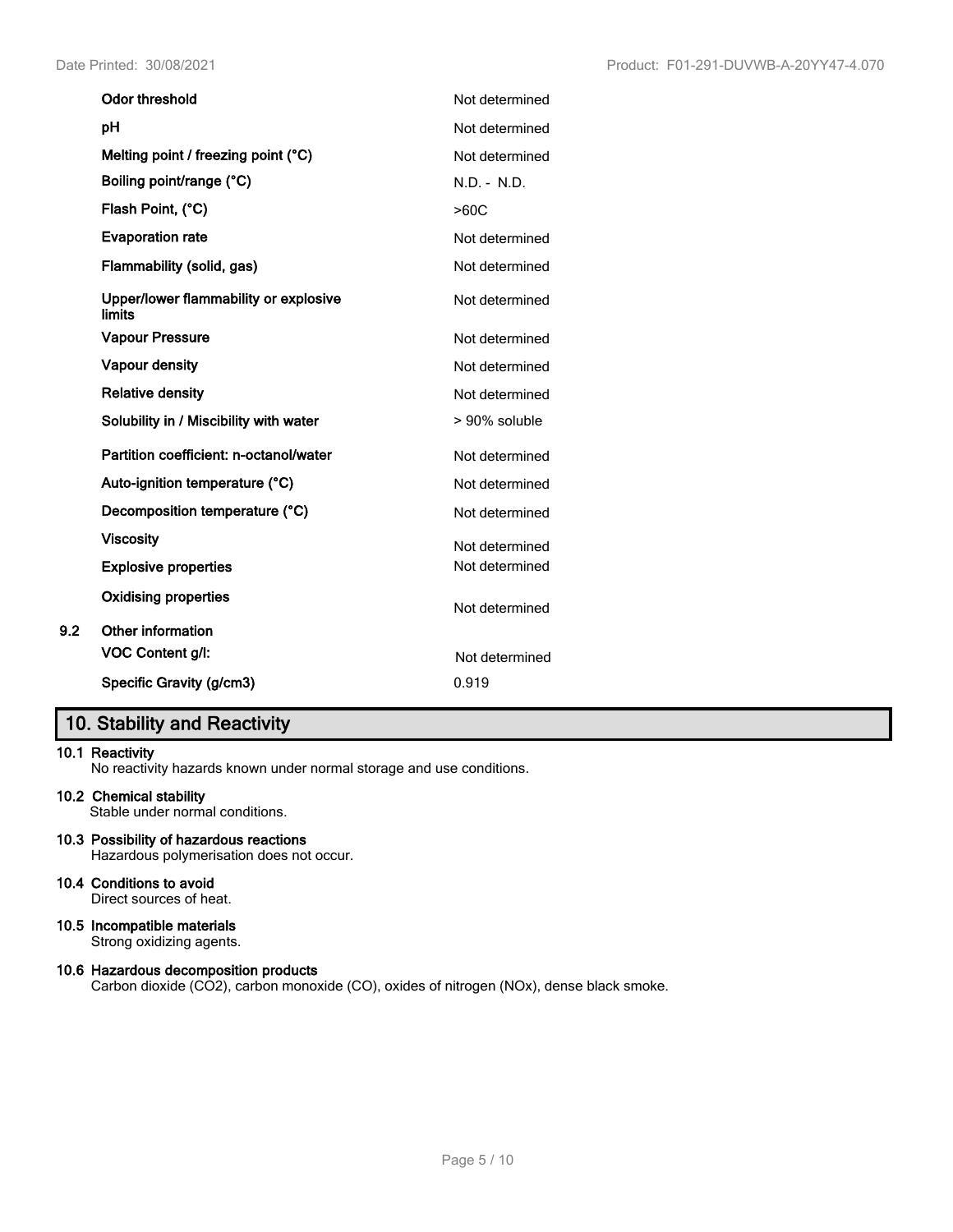| Property | Value |
|---|---|
| **Odor threshold** | Not determined |
| **pH** | Not determined |
| **Melting point / freezing point (°C)** | Not determined |
| **Boiling point/range (°C)** | N.D. - N.D. |
| **Flash Point, (°C)** | >60C |
| **Evaporation rate** | Not determined |
| **Flammability (solid, gas)** | Not determined |
| **Upper/lower flammability or explosive limits** | Not determined |
| **Vapour Pressure** | Not determined |
| **Vapour density** | Not determined |
| **Relative density** | Not determined |
| **Solubility in / Miscibility with water** | > 90% soluble |
| **Partition coefficient: n-octanol/water** | Not determined |
| **Auto-ignition temperature (°C)** | Not determined |
| **Decomposition temperature (°C)** | Not determined |
| **Viscosity** | Not determined |
| **Explosive properties** | Not determined |
| **Oxidising properties** | Not determined |

**9.2 Other information**

| Property | Value |
|---|---|
| **VOC Content g/l:** | Not determined |
| **Specific Gravity (g/cm3)** | 0.919 |

## 10. Stability and Reactivity

**10.1 Reactivity**
No reactivity hazards known under normal storage and use conditions.

**10.2 Chemical stability**
Stable under normal conditions.

**10.3 Possibility of hazardous reactions**
Hazardous polymerisation does not occur.

**10.4 Conditions to avoid**
Direct sources of heat.

**10.5 Incompatible materials**
Strong oxidizing agents.

**10.6 Hazardous decomposition products**
Carbon dioxide ($CO_2$), carbon monoxide (CO), oxides of nitrogen ($NO_x$), dense black smoke.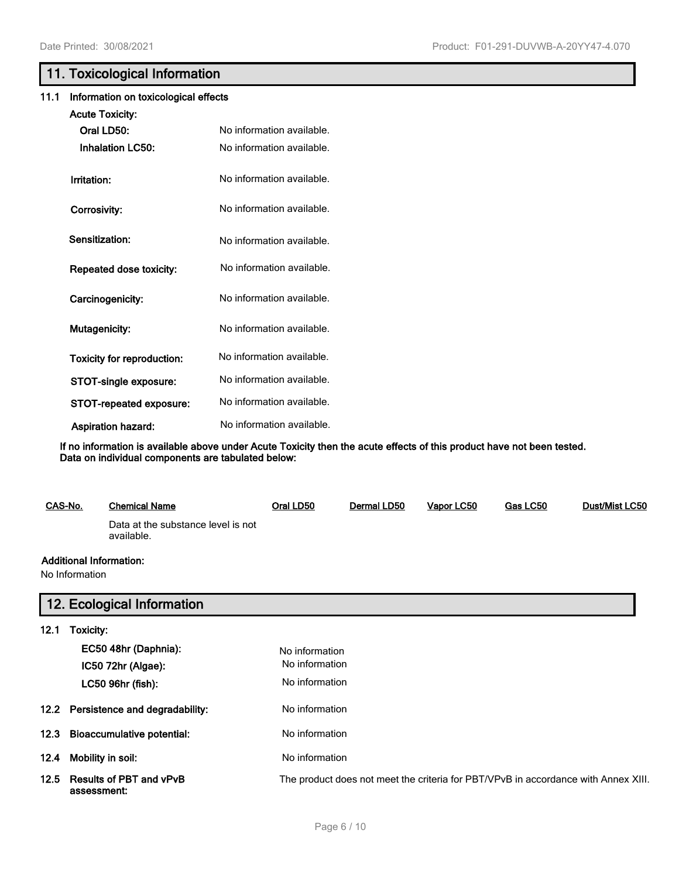## 11. Toxicological Information

### 11.1 Information on toxicological effects

**Acute Toxicity:**

| | |
|---|---|
| **Oral LD50:** | No information available. |
| **Inhalation LC50:** | No information available. |
| **Irritation:** | No information available. |
| **Corrosivity:** | No information available. |
| **Sensitization:** | No information available. |
| **Repeated dose toxicity:** | No information available. |
| **Carcinogenicity:** | No information available. |
| **Mutagenicity:** | No information available. |
| **Toxicity for reproduction:** | No information available. |
| **STOT-single exposure:** | No information available. |
| **STOT-repeated exposure:** | No information available. |
| **Aspiration hazard:** | No information available. |

**If no information is available above under Acute Toxicity then the acute effects of this product have not been tested. Data on individual components are tabulated below:**

| CAS-No. | Chemical Name | Oral LD50 | Dermal LD50 | Vapor LC50 | Gas LC50 | Dust/Mist LC50 |
|---|---|---|---|---|---|---|
| | Data at the substance level is not available. | | | | | |

**Additional Information:**

No Information

## 12. Ecological Information

### 12.1 Toxicity:

| | |
|---|---|
| **EC50 48hr (Daphnia):** | No information |
| **IC50 72hr (Algae):** | No information |
| **LC50 96hr (fish):** | No information |

**12.2 Persistence and degradability:** No information

**12.3 Bioaccumulative potential:** No information

**12.4 Mobility in soil:** No information

**12.5 Results of PBT and vPvB assessment:** The product does not meet the criteria for PBT/VPvB in accordance with Annex XIII.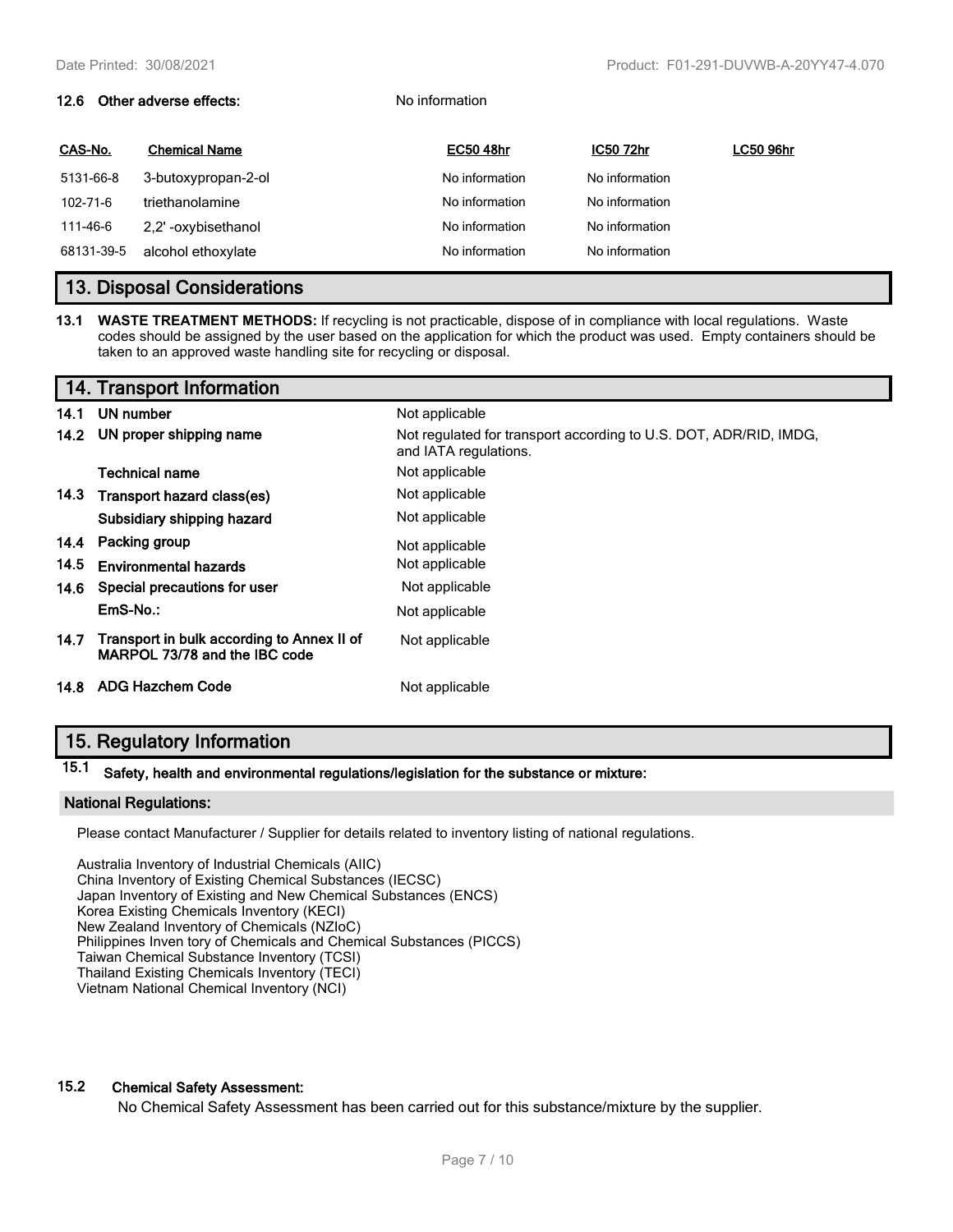**12.6 Other adverse effects:** No information

| CAS-No. | Chemical Name | EC50 48hr | IC50 72hr | LC50 96hr |
|---|---|---|---|---|
| 5131-66-8 | 3-butoxypropan-2-ol | No information | No information | |
| 102-71-6 | triethanolamine | No information | No information | |
| 111-46-6 | 2,2' -oxybisethanol | No information | No information | |
| 68131-39-5 | alcohol ethoxylate | No information | No information | |

## 13. Disposal Considerations

**13.1 WASTE TREATMENT METHODS:** If recycling is not practicable, dispose of in compliance with local regulations. Waste codes should be assigned by the user based on the application for which the product was used. Empty containers should be taken to an approved waste handling site for recycling or disposal.

## 14. Transport Information

| | | |
|---|---|---|
| **14.1** | **UN number** | Not applicable |
| **14.2** | **UN proper shipping name** | Not regulated for transport according to U.S. DOT, ADR/RID, IMDG, and IATA regulations. |
| | **Technical name** | Not applicable |
| **14.3** | **Transport hazard class(es)** | Not applicable |
| | **Subsidiary shipping hazard** | Not applicable |
| **14.4** | **Packing group** | Not applicable |
| **14.5** | **Environmental hazards** | Not applicable |
| **14.6** | **Special precautions for user** | Not applicable |
| | **EmS-No.:** | Not applicable |
| **14.7** | **Transport in bulk according to Annex II of MARPOL 73/78 and the IBC code** | Not applicable |
| **14.8** | **ADG Hazchem Code** | Not applicable |

## 15. Regulatory Information

**15.1 Safety, health and environmental regulations/legislation for the substance or mixture:**

**National Regulations:**

Please contact Manufacturer / Supplier for details related to inventory listing of national regulations.

Australia Inventory of Industrial Chemicals (AIIC)
China Inventory of Existing Chemical Substances (IECSC)
Japan Inventory of Existing and New Chemical Substances (ENCS)
Korea Existing Chemicals Inventory (KECI)
New Zealand Inventory of Chemicals (NZIoC)
Philippines Inven tory of Chemicals and Chemical Substances (PICCS)
Taiwan Chemical Substance Inventory (TCSI)
Thailand Existing Chemicals Inventory (TECI)
Vietnam National Chemical Inventory (NCI)

**15.2 Chemical Safety Assessment:**

No Chemical Safety Assessment has been carried out for this substance/mixture by the supplier.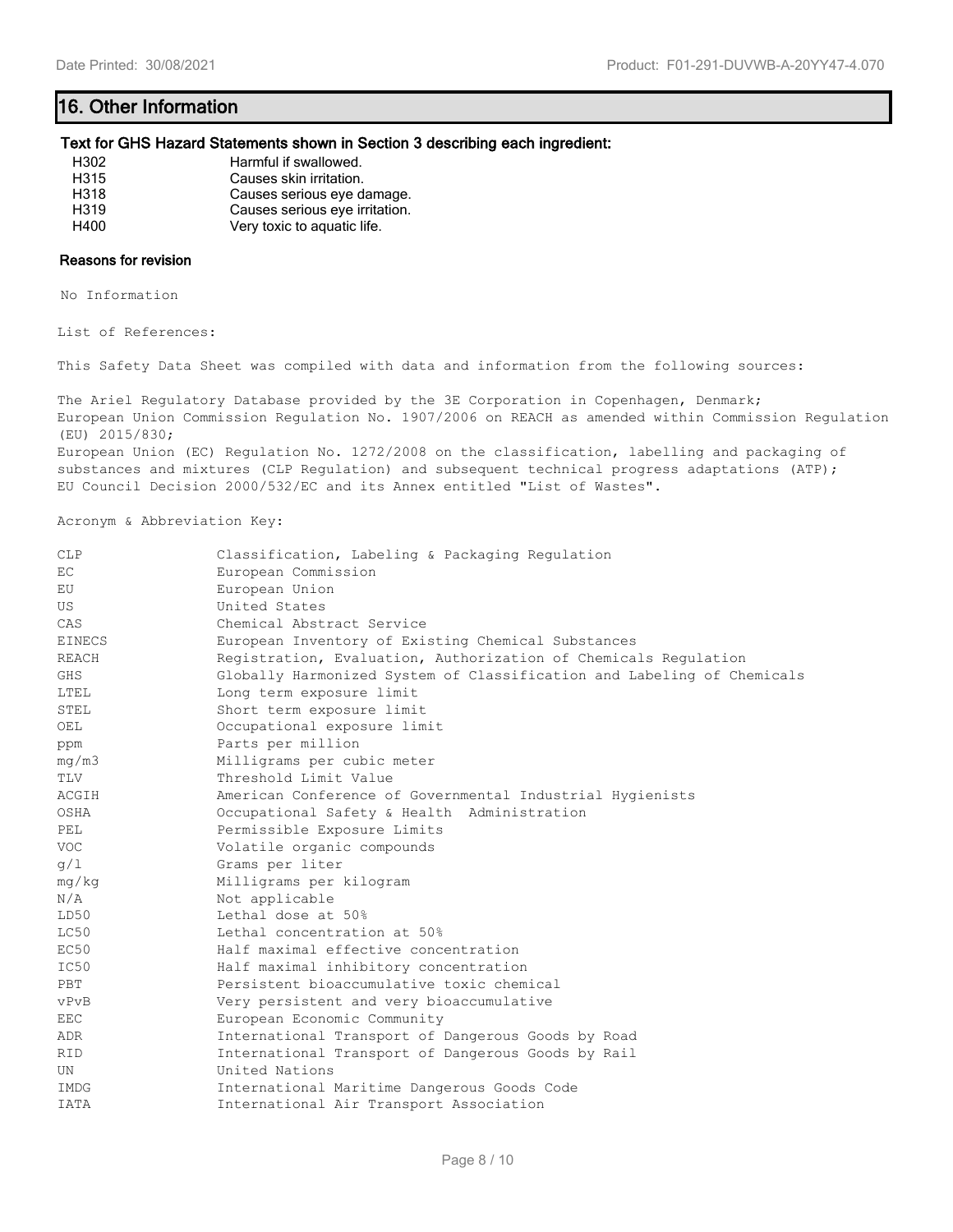## 16. Other Information

### Text for GHS Hazard Statements shown in Section 3 describing each ingredient:

| | |
|---|---|
| H302 | Harmful if swallowed. |
| H315 | Causes skin irritation. |
| H318 | Causes serious eye damage. |
| H319 | Causes serious eye irritation. |
| H400 | Very toxic to aquatic life. |

### Reasons for revision

No Information

List of References:

This Safety Data Sheet was compiled with data and information from the following sources:

The Ariel Regulatory Database provided by the 3E Corporation in Copenhagen, Denmark;
European Union Commission Regulation No. 1907/2006 on REACH as amended within Commission Regulation (EU) 2015/830;
European Union (EC) Regulation No. 1272/2008 on the classification, labelling and packaging of substances and mixtures (CLP Regulation) and subsequent technical progress adaptations (ATP);
EU Council Decision 2000/532/EC and its Annex entitled "List of Wastes".

Acronym & Abbreviation Key:

| | |
|---|---|
| CLP | Classification, Labeling & Packaging Regulation |
| EC | European Commission |
| EU | European Union |
| US | United States |
| CAS | Chemical Abstract Service |
| EINECS | European Inventory of Existing Chemical Substances |
| REACH | Registration, Evaluation, Authorization of Chemicals Regulation |
| GHS | Globally Harmonized System of Classification and Labeling of Chemicals |
| LTEL | Long term exposure limit |
| STEL | Short term exposure limit |
| OEL | Occupational exposure limit |
| ppm | Parts per million |
| mg/m3 | Milligrams per cubic meter |
| TLV | Threshold Limit Value |
| ACGIH | American Conference of Governmental Industrial Hygienists |
| OSHA | Occupational Safety & Health Administration |
| PEL | Permissible Exposure Limits |
| VOC | Volatile organic compounds |
| g/l | Grams per liter |
| mg/kg | Milligrams per kilogram |
| N/A | Not applicable |
| LD50 | Lethal dose at 50% |
| LC50 | Lethal concentration at 50% |
| EC50 | Half maximal effective concentration |
| IC50 | Half maximal inhibitory concentration |
| PBT | Persistent bioaccumulative toxic chemical |
| vPvB | Very persistent and very bioaccumulative |
| EEC | European Economic Community |
| ADR | International Transport of Dangerous Goods by Road |
| RID | International Transport of Dangerous Goods by Rail |
| UN | United Nations |
| IMDG | International Maritime Dangerous Goods Code |
| IATA | International Air Transport Association |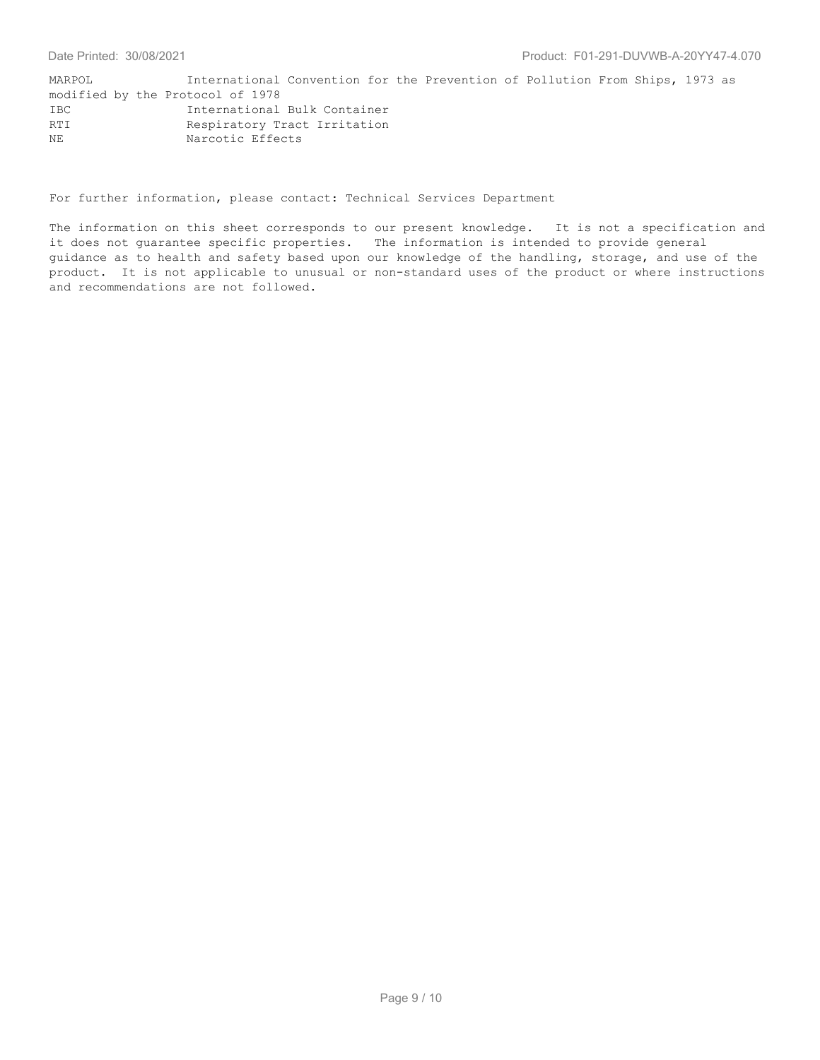| | |
|---|---|
| MARPOL | International Convention for the Prevention of Pollution From Ships, 1973 as modified by the Protocol of 1978 |
| IBC | International Bulk Container |
| RTI | Respiratory Tract Irritation |
| NE | Narcotic Effects |

For further information, please contact: Technical Services Department

The information on this sheet corresponds to our present knowledge. It is not a specification and it does not guarantee specific properties. The information is intended to provide general guidance as to health and safety based upon our knowledge of the handling, storage, and use of the product. It is not applicable to unusual or non-standard uses of the product or where instructions and recommendations are not followed.